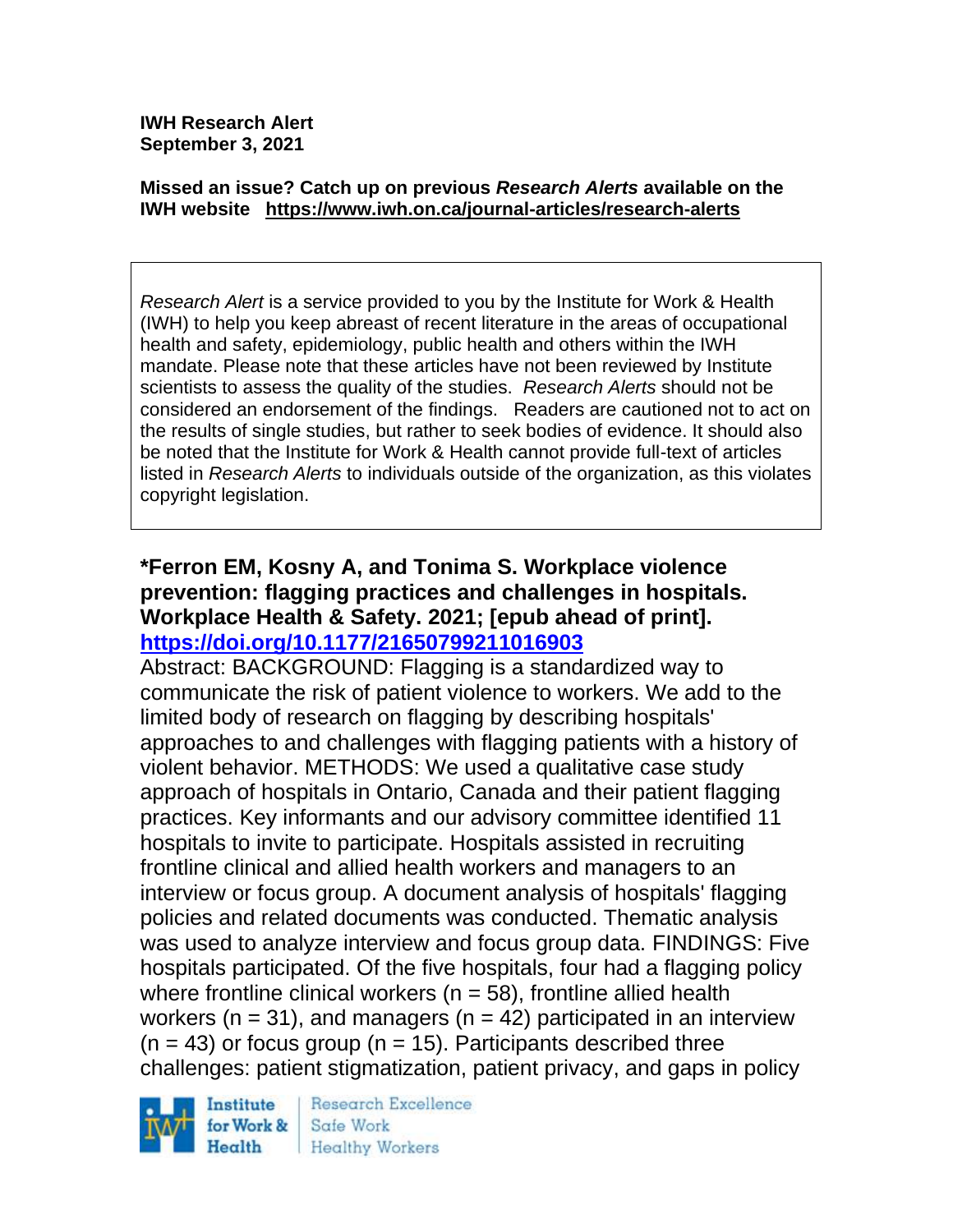**IWH Research Alert**
**September 3, 2021**

**Missed an issue? Catch up on previous *Research Alerts* available on the IWH website https://www.iwh.on.ca/journal-articles/research-alerts**

*Research Alert* is a service provided to you by the Institute for Work & Health (IWH) to help you keep abreast of recent literature in the areas of occupational health and safety, epidemiology, public health and others within the IWH mandate. Please note that these articles have not been reviewed by Institute scientists to assess the quality of the studies. *Research Alerts* should not be considered an endorsement of the findings. Readers are cautioned not to act on the results of single studies, but rather to seek bodies of evidence. It should also be noted that the Institute for Work & Health cannot provide full-text of articles listed in *Research Alerts* to individuals outside of the organization, as this violates copyright legislation.

**\*Ferron EM, Kosny A, and Tonima S. Workplace violence prevention: flagging practices and challenges in hospitals. Workplace Health & Safety. 2021; [epub ahead of print].**
**https://doi.org/10.1177/21650799211016903**

Abstract: BACKGROUND: Flagging is a standardized way to communicate the risk of patient violence to workers. We add to the limited body of research on flagging by describing hospitals' approaches to and challenges with flagging patients with a history of violent behavior. METHODS: We used a qualitative case study approach of hospitals in Ontario, Canada and their patient flagging practices. Key informants and our advisory committee identified 11 hospitals to invite to participate. Hospitals assisted in recruiting frontline clinical and allied health workers and managers to an interview or focus group. A document analysis of hospitals' flagging policies and related documents was conducted. Thematic analysis was used to analyze interview and focus group data. FINDINGS: Five hospitals participated. Of the five hospitals, four had a flagging policy where frontline clinical workers (n = 58), frontline allied health workers (n = 31), and managers (n = 42) participated in an interview (n = 43) or focus group (n = 15). Participants described three challenges: patient stigmatization, patient privacy, and gaps in policy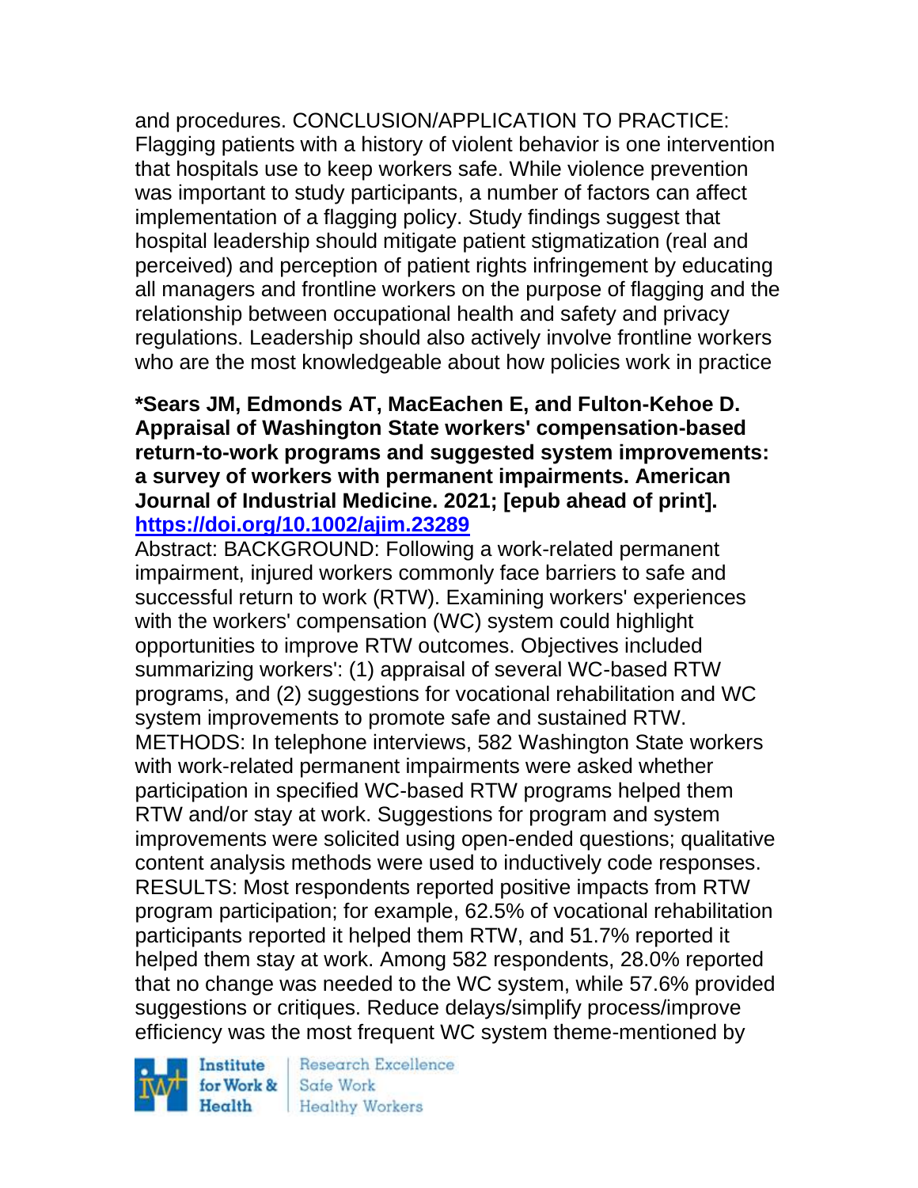and procedures. CONCLUSION/APPLICATION TO PRACTICE: Flagging patients with a history of violent behavior is one intervention that hospitals use to keep workers safe. While violence prevention was important to study participants, a number of factors can affect implementation of a flagging policy. Study findings suggest that hospital leadership should mitigate patient stigmatization (real and perceived) and perception of patient rights infringement by educating all managers and frontline workers on the purpose of flagging and the relationship between occupational health and safety and privacy regulations. Leadership should also actively involve frontline workers who are the most knowledgeable about how policies work in practice

**\*Sears JM, Edmonds AT, MacEachen E, and Fulton-Kehoe D. Appraisal of Washington State workers' compensation-based return-to-work programs and suggested system improvements: a survey of workers with permanent impairments. American Journal of Industrial Medicine. 2021; [epub ahead of print].**
**https://doi.org/10.1002/ajim.23289**

Abstract: BACKGROUND: Following a work-related permanent impairment, injured workers commonly face barriers to safe and successful return to work (RTW). Examining workers' experiences with the workers' compensation (WC) system could highlight opportunities to improve RTW outcomes. Objectives included summarizing workers': (1) appraisal of several WC-based RTW programs, and (2) suggestions for vocational rehabilitation and WC system improvements to promote safe and sustained RTW. METHODS: In telephone interviews, 582 Washington State workers with work-related permanent impairments were asked whether participation in specified WC-based RTW programs helped them RTW and/or stay at work. Suggestions for program and system improvements were solicited using open-ended questions; qualitative content analysis methods were used to inductively code responses. RESULTS: Most respondents reported positive impacts from RTW program participation; for example, 62.5% of vocational rehabilitation participants reported it helped them RTW, and 51.7% reported it helped them stay at work. Among 582 respondents, 28.0% reported that no change was needed to the WC system, while 57.6% provided suggestions or critiques. Reduce delays/simplify process/improve efficiency was the most frequent WC system theme-mentioned by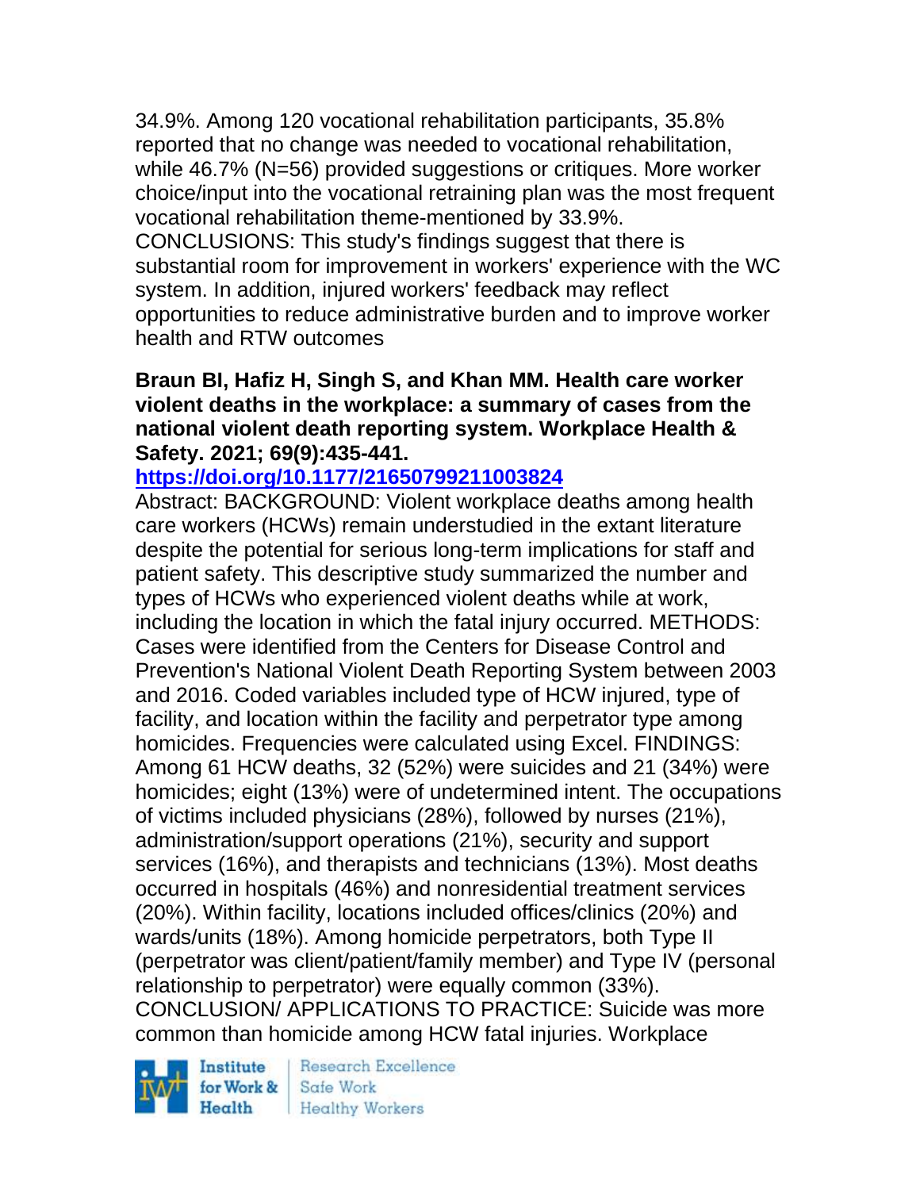34.9%. Among 120 vocational rehabilitation participants, 35.8% reported that no change was needed to vocational rehabilitation, while 46.7% (N=56) provided suggestions or critiques. More worker choice/input into the vocational retraining plan was the most frequent vocational rehabilitation theme-mentioned by 33.9%. CONCLUSIONS: This study's findings suggest that there is substantial room for improvement in workers' experience with the WC system. In addition, injured workers' feedback may reflect opportunities to reduce administrative burden and to improve worker health and RTW outcomes

**Braun BI, Hafiz H, Singh S, and Khan MM. Health care worker violent deaths in the workplace: a summary of cases from the national violent death reporting system. Workplace Health & Safety. 2021; 69(9):435-441.**

**https://doi.org/10.1177/21650799211003824**

Abstract: BACKGROUND: Violent workplace deaths among health care workers (HCWs) remain understudied in the extant literature despite the potential for serious long-term implications for staff and patient safety. This descriptive study summarized the number and types of HCWs who experienced violent deaths while at work, including the location in which the fatal injury occurred. METHODS: Cases were identified from the Centers for Disease Control and Prevention's National Violent Death Reporting System between 2003 and 2016. Coded variables included type of HCW injured, type of facility, and location within the facility and perpetrator type among homicides. Frequencies were calculated using Excel. FINDINGS: Among 61 HCW deaths, 32 (52%) were suicides and 21 (34%) were homicides; eight (13%) were of undetermined intent. The occupations of victims included physicians (28%), followed by nurses (21%), administration/support operations (21%), security and support services (16%), and therapists and technicians (13%). Most deaths occurred in hospitals (46%) and nonresidential treatment services (20%). Within facility, locations included offices/clinics (20%) and wards/units (18%). Among homicide perpetrators, both Type II (perpetrator was client/patient/family member) and Type IV (personal relationship to perpetrator) were equally common (33%). CONCLUSION/ APPLICATIONS TO PRACTICE: Suicide was more common than homicide among HCW fatal injuries. Workplace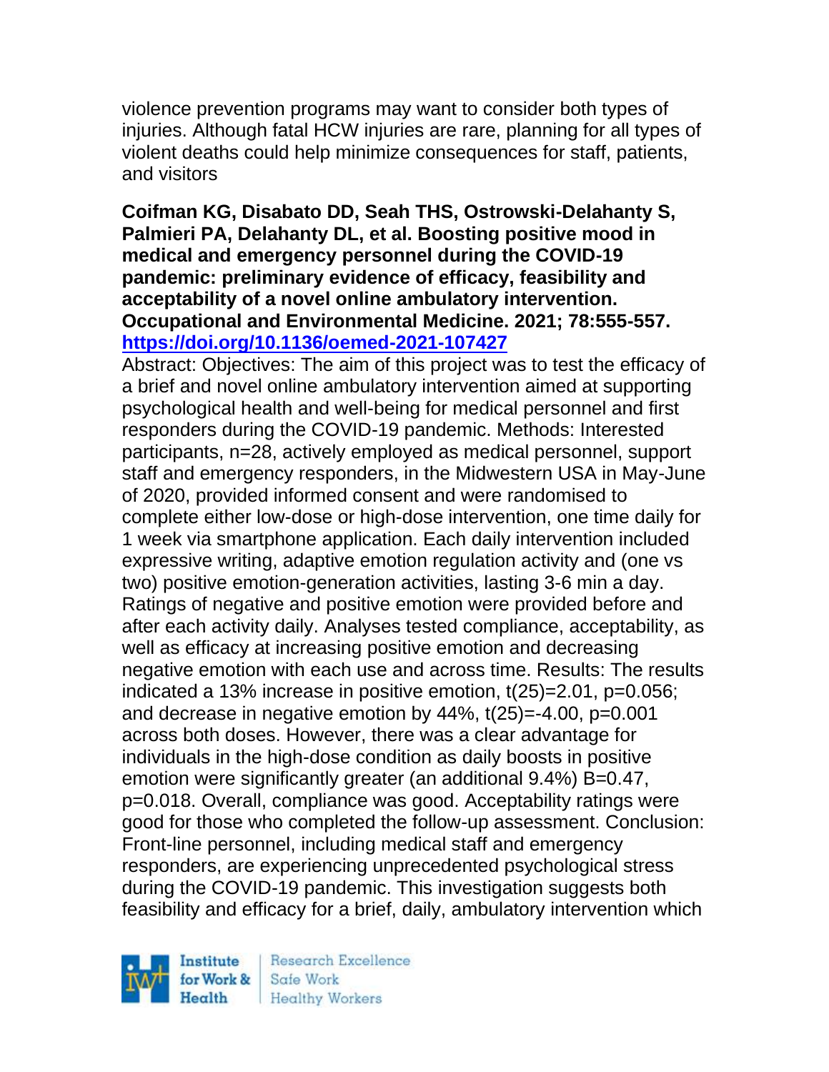violence prevention programs may want to consider both types of injuries. Although fatal HCW injuries are rare, planning for all types of violent deaths could help minimize consequences for staff, patients, and visitors

**Coifman KG, Disabato DD, Seah THS, Ostrowski-Delahanty S, Palmieri PA, Delahanty DL, et al. Boosting positive mood in medical and emergency personnel during the COVID-19 pandemic: preliminary evidence of efficacy, feasibility and acceptability of a novel online ambulatory intervention. Occupational and Environmental Medicine. 2021; 78:555-557. https://doi.org/10.1136/oemed-2021-107427**

Abstract: Objectives: The aim of this project was to test the efficacy of a brief and novel online ambulatory intervention aimed at supporting psychological health and well-being for medical personnel and first responders during the COVID-19 pandemic. Methods: Interested participants, n=28, actively employed as medical personnel, support staff and emergency responders, in the Midwestern USA in May-June of 2020, provided informed consent and were randomised to complete either low-dose or high-dose intervention, one time daily for 1 week via smartphone application. Each daily intervention included expressive writing, adaptive emotion regulation activity and (one vs two) positive emotion-generation activities, lasting 3-6 min a day. Ratings of negative and positive emotion were provided before and after each activity daily. Analyses tested compliance, acceptability, as well as efficacy at increasing positive emotion and decreasing negative emotion with each use and across time. Results: The results indicated a 13% increase in positive emotion, $t(25)=2.01$, $p=0.056$; and decrease in negative emotion by 44%, $t(25)=-4.00$, $p=0.001$ across both doses. However, there was a clear advantage for individuals in the high-dose condition as daily boosts in positive emotion were significantly greater (an additional 9.4%) $B=0.47$, $p=0.018$. Overall, compliance was good. Acceptability ratings were good for those who completed the follow-up assessment. Conclusion: Front-line personnel, including medical staff and emergency responders, are experiencing unprecedented psychological stress during the COVID-19 pandemic. This investigation suggests both feasibility and efficacy for a brief, daily, ambulatory intervention which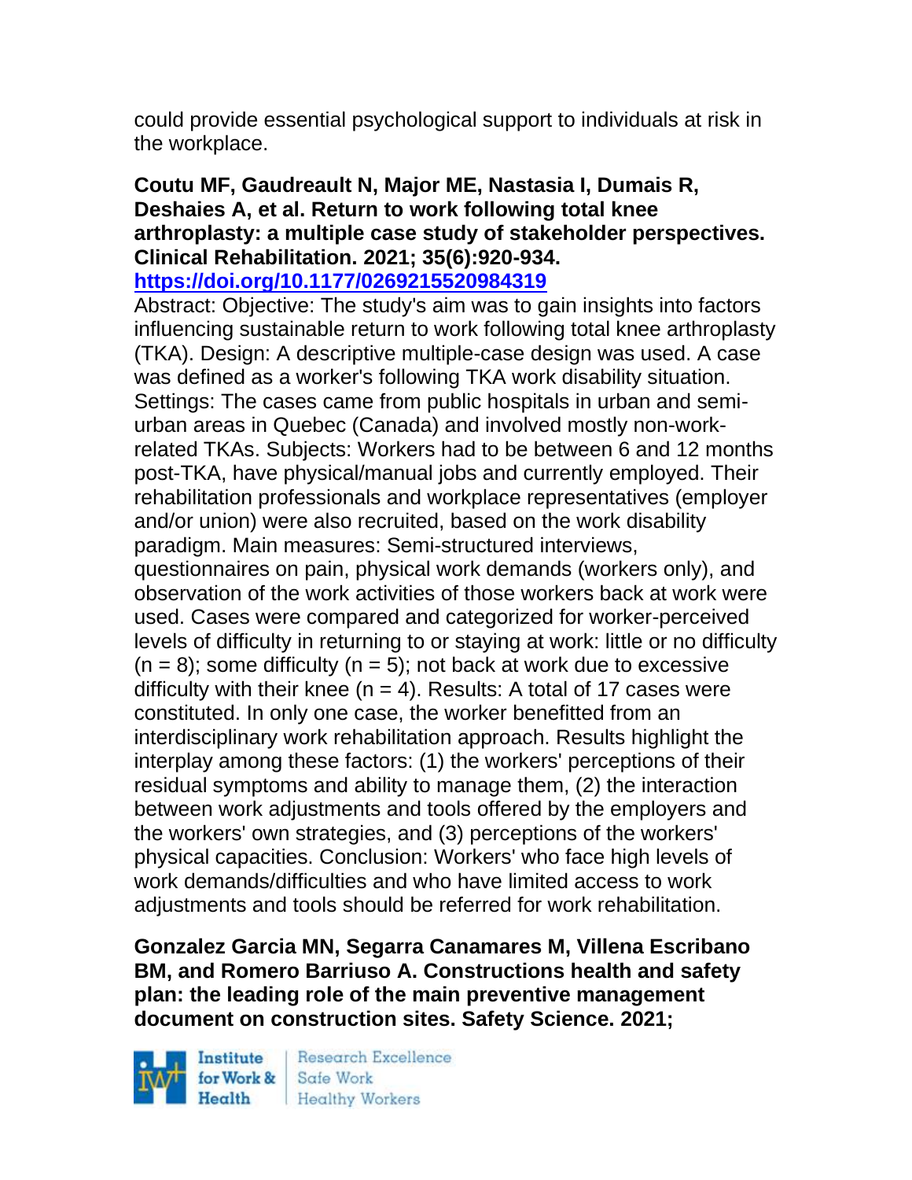could provide essential psychological support to individuals at risk in the workplace.

**Coutu MF, Gaudreault N, Major ME, Nastasia I, Dumais R, Deshaies A, et al. Return to work following total knee arthroplasty: a multiple case study of stakeholder perspectives. Clinical Rehabilitation. 2021; 35(6):920-934.**
**https://doi.org/10.1177/0269215520984319**

Abstract: Objective: The study's aim was to gain insights into factors influencing sustainable return to work following total knee arthroplasty (TKA). Design: A descriptive multiple-case design was used. A case was defined as a worker's following TKA work disability situation. Settings: The cases came from public hospitals in urban and semi-urban areas in Quebec (Canada) and involved mostly non-work-related TKAs. Subjects: Workers had to be between 6 and 12 months post-TKA, have physical/manual jobs and currently employed. Their rehabilitation professionals and workplace representatives (employer and/or union) were also recruited, based on the work disability paradigm. Main measures: Semi-structured interviews, questionnaires on pain, physical work demands (workers only), and observation of the work activities of those workers back at work were used. Cases were compared and categorized for worker-perceived levels of difficulty in returning to or staying at work: little or no difficulty (n = 8); some difficulty (n = 5); not back at work due to excessive difficulty with their knee (n = 4). Results: A total of 17 cases were constituted. In only one case, the worker benefitted from an interdisciplinary work rehabilitation approach. Results highlight the interplay among these factors: (1) the workers' perceptions of their residual symptoms and ability to manage them, (2) the interaction between work adjustments and tools offered by the employers and the workers' own strategies, and (3) perceptions of the workers' physical capacities. Conclusion: Workers' who face high levels of work demands/difficulties and who have limited access to work adjustments and tools should be referred for work rehabilitation.

**Gonzalez Garcia MN, Segarra Canamares M, Villena Escribano BM, and Romero Barriuso A. Constructions health and safety plan: the leading role of the main preventive management document on construction sites. Safety Science. 2021;**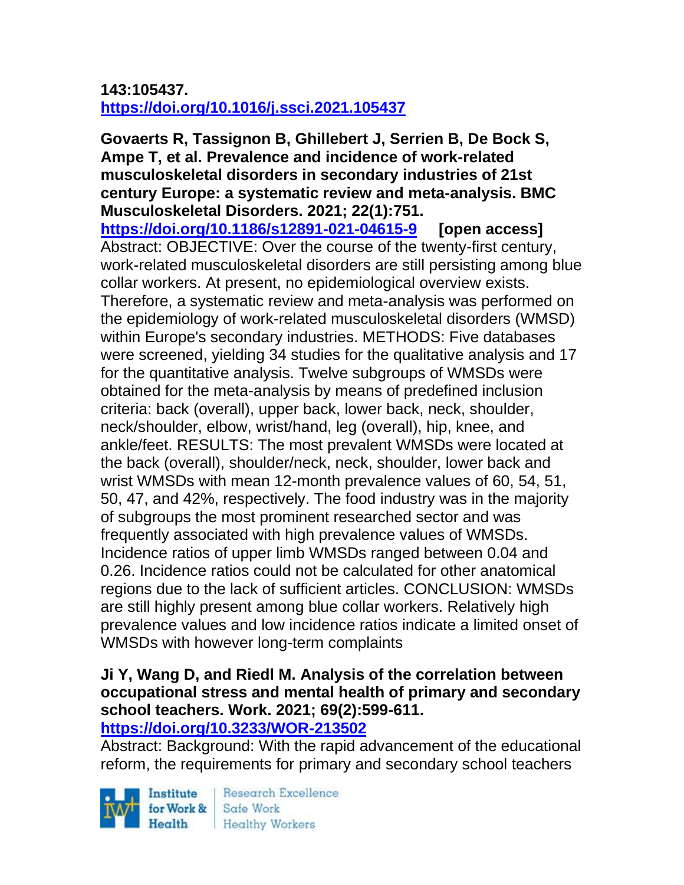**143:105437.**
**https://doi.org/10.1016/j.ssci.2021.105437**

**Govaerts R, Tassignon B, Ghillebert J, Serrien B, De Bock S, Ampe T, et al. Prevalence and incidence of work-related musculoskeletal disorders in secondary industries of 21st century Europe: a systematic review and meta-analysis. BMC Musculoskeletal Disorders. 2021; 22(1):751.**
**https://doi.org/10.1186/s12891-021-04615-9** **[open access]**
Abstract: OBJECTIVE: Over the course of the twenty-first century, work-related musculoskeletal disorders are still persisting among blue collar workers. At present, no epidemiological overview exists. Therefore, a systematic review and meta-analysis was performed on the epidemiology of work-related musculoskeletal disorders (WMSD) within Europe's secondary industries. METHODS: Five databases were screened, yielding 34 studies for the qualitative analysis and 17 for the quantitative analysis. Twelve subgroups of WMSDs were obtained for the meta-analysis by means of predefined inclusion criteria: back (overall), upper back, lower back, neck, shoulder, neck/shoulder, elbow, wrist/hand, leg (overall), hip, knee, and ankle/feet. RESULTS: The most prevalent WMSDs were located at the back (overall), shoulder/neck, neck, shoulder, lower back and wrist WMSDs with mean 12-month prevalence values of 60, 54, 51, 50, 47, and 42%, respectively. The food industry was in the majority of subgroups the most prominent researched sector and was frequently associated with high prevalence values of WMSDs. Incidence ratios of upper limb WMSDs ranged between 0.04 and 0.26. Incidence ratios could not be calculated for other anatomical regions due to the lack of sufficient articles. CONCLUSION: WMSDs are still highly present among blue collar workers. Relatively high prevalence values and low incidence ratios indicate a limited onset of WMSDs with however long-term complaints

**Ji Y, Wang D, and Riedl M. Analysis of the correlation between occupational stress and mental health of primary and secondary school teachers. Work. 2021; 69(2):599-611.**
**https://doi.org/10.3233/WOR-213502**
Abstract: Background: With the rapid advancement of the educational reform, the requirements for primary and secondary school teachers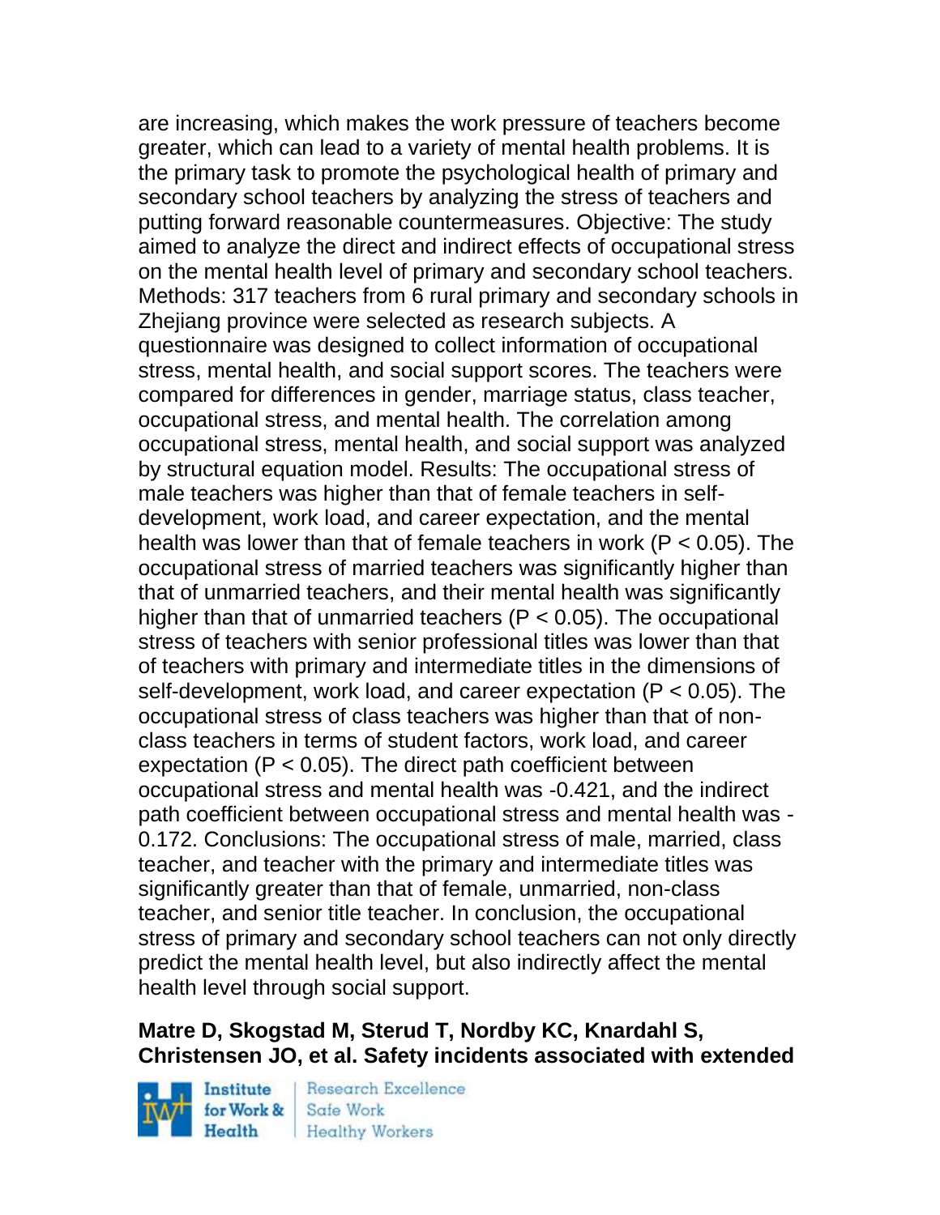are increasing, which makes the work pressure of teachers become greater, which can lead to a variety of mental health problems. It is the primary task to promote the psychological health of primary and secondary school teachers by analyzing the stress of teachers and putting forward reasonable countermeasures. Objective: The study aimed to analyze the direct and indirect effects of occupational stress on the mental health level of primary and secondary school teachers. Methods: 317 teachers from 6 rural primary and secondary schools in Zhejiang province were selected as research subjects. A questionnaire was designed to collect information of occupational stress, mental health, and social support scores. The teachers were compared for differences in gender, marriage status, class teacher, occupational stress, and mental health. The correlation among occupational stress, mental health, and social support was analyzed by structural equation model. Results: The occupational stress of male teachers was higher than that of female teachers in self-development, work load, and career expectation, and the mental health was lower than that of female teachers in work ($P < 0.05$). The occupational stress of married teachers was significantly higher than that of unmarried teachers, and their mental health was significantly higher than that of unmarried teachers ($P < 0.05$). The occupational stress of teachers with senior professional titles was lower than that of teachers with primary and intermediate titles in the dimensions of self-development, work load, and career expectation ($P < 0.05$). The occupational stress of class teachers was higher than that of non-class teachers in terms of student factors, work load, and career expectation ($P < 0.05$). The direct path coefficient between occupational stress and mental health was -0.421, and the indirect path coefficient between occupational stress and mental health was -0.172. Conclusions: The occupational stress of male, married, class teacher, and teacher with the primary and intermediate titles was significantly greater than that of female, unmarried, non-class teacher, and senior title teacher. In conclusion, the occupational stress of primary and secondary school teachers can not only directly predict the mental health level, but also indirectly affect the mental health level through social support.

**Matre D, Skogstad M, Sterud T, Nordby KC, Knardahl S, Christensen JO, et al. Safety incidents associated with extended**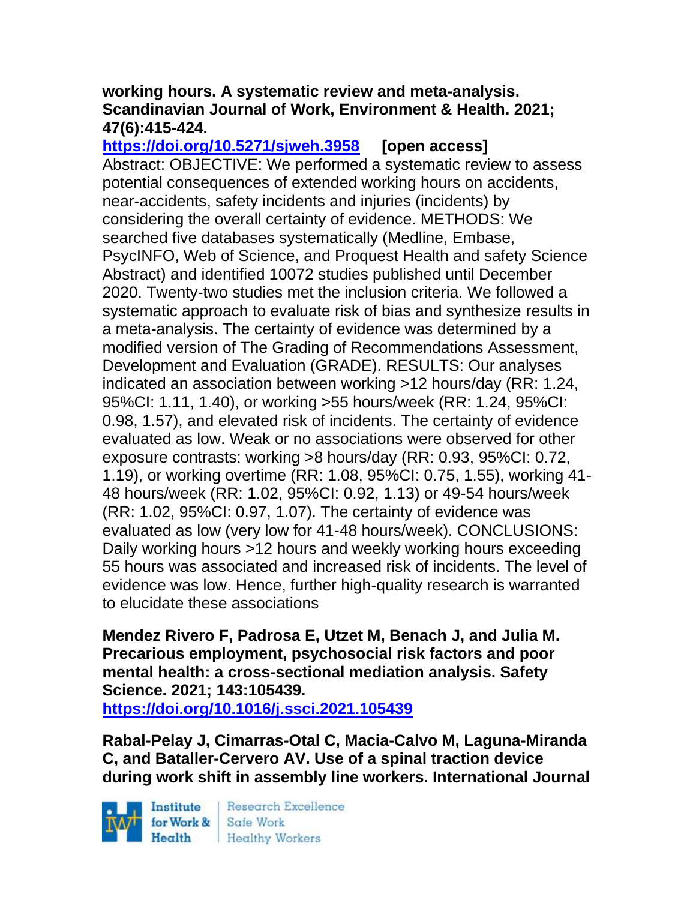**working hours. A systematic review and meta-analysis. Scandinavian Journal of Work, Environment & Health. 2021; 47(6):415-424.**

**https://doi.org/10.5271/sjweh.3958** **[open access]**

Abstract: OBJECTIVE: We performed a systematic review to assess potential consequences of extended working hours on accidents, near-accidents, safety incidents and injuries (incidents) by considering the overall certainty of evidence. METHODS: We searched five databases systematically (Medline, Embase, PsycINFO, Web of Science, and Proquest Health and safety Science Abstract) and identified 10072 studies published until December 2020. Twenty-two studies met the inclusion criteria. We followed a systematic approach to evaluate risk of bias and synthesize results in a meta-analysis. The certainty of evidence was determined by a modified version of The Grading of Recommendations Assessment, Development and Evaluation (GRADE). RESULTS: Our analyses indicated an association between working >12 hours/day (RR: 1.24, 95%CI: 1.11, 1.40), or working >55 hours/week (RR: 1.24, 95%CI: 0.98, 1.57), and elevated risk of incidents. The certainty of evidence evaluated as low. Weak or no associations were observed for other exposure contrasts: working >8 hours/day (RR: 0.93, 95%CI: 0.72, 1.19), or working overtime (RR: 1.08, 95%CI: 0.75, 1.55), working 41-48 hours/week (RR: 1.02, 95%CI: 0.92, 1.13) or 49-54 hours/week (RR: 1.02, 95%CI: 0.97, 1.07). The certainty of evidence was evaluated as low (very low for 41-48 hours/week). CONCLUSIONS: Daily working hours >12 hours and weekly working hours exceeding 55 hours was associated and increased risk of incidents. The level of evidence was low. Hence, further high-quality research is warranted to elucidate these associations

**Mendez Rivero F, Padrosa E, Utzet M, Benach J, and Julia M. Precarious employment, psychosocial risk factors and poor mental health: a cross-sectional mediation analysis. Safety Science. 2021; 143:105439.**

**https://doi.org/10.1016/j.ssci.2021.105439**

**Rabal-Pelay J, Cimarras-Otal C, Macia-Calvo M, Laguna-Miranda C, and Bataller-Cervero AV. Use of a spinal traction device during work shift in assembly line workers. International Journal**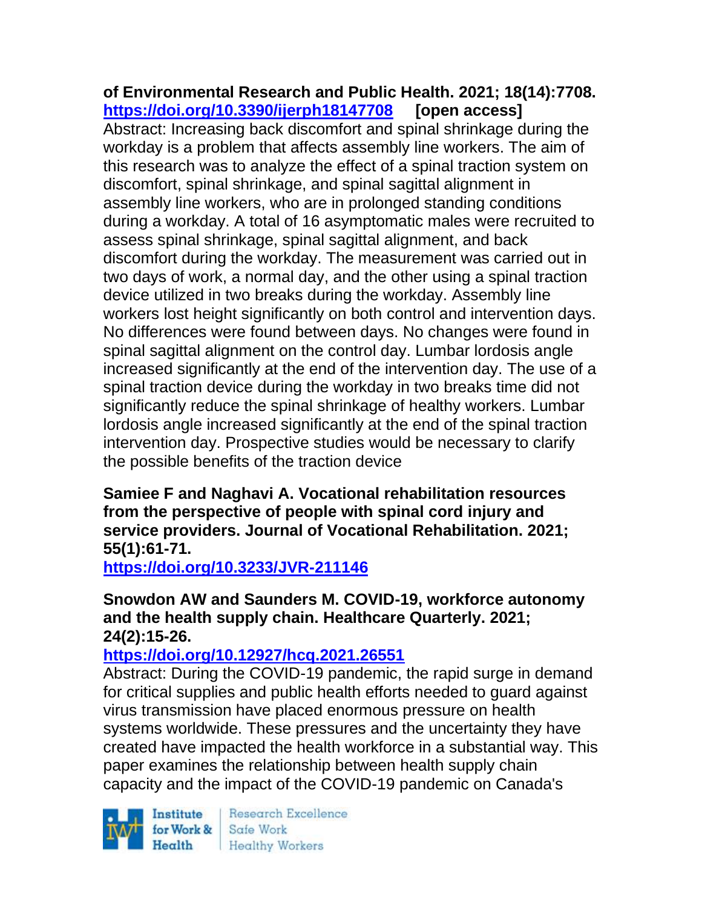**of Environmental Research and Public Health. 2021; 18(14):7708. https://doi.org/10.3390/ijerph18147708 [open access]**
Abstract: Increasing back discomfort and spinal shrinkage during the workday is a problem that affects assembly line workers. The aim of this research was to analyze the effect of a spinal traction system on discomfort, spinal shrinkage, and spinal sagittal alignment in assembly line workers, who are in prolonged standing conditions during a workday. A total of 16 asymptomatic males were recruited to assess spinal shrinkage, spinal sagittal alignment, and back discomfort during the workday. The measurement was carried out in two days of work, a normal day, and the other using a spinal traction device utilized in two breaks during the workday. Assembly line workers lost height significantly on both control and intervention days. No differences were found between days. No changes were found in spinal sagittal alignment on the control day. Lumbar lordosis angle increased significantly at the end of the intervention day. The use of a spinal traction device during the workday in two breaks time did not significantly reduce the spinal shrinkage of healthy workers. Lumbar lordosis angle increased significantly at the end of the spinal traction intervention day. Prospective studies would be necessary to clarify the possible benefits of the traction device

**Samiee F and Naghavi A. Vocational rehabilitation resources from the perspective of people with spinal cord injury and service providers. Journal of Vocational Rehabilitation. 2021; 55(1):61-71.**
**https://doi.org/10.3233/JVR-211146**

**Snowdon AW and Saunders M. COVID-19, workforce autonomy and the health supply chain. Healthcare Quarterly. 2021; 24(2):15-26.**
**https://doi.org/10.12927/hcq.2021.26551**
Abstract: During the COVID-19 pandemic, the rapid surge in demand for critical supplies and public health efforts needed to guard against virus transmission have placed enormous pressure on health systems worldwide. These pressures and the uncertainty they have created have impacted the health workforce in a substantial way. This paper examines the relationship between health supply chain capacity and the impact of the COVID-19 pandemic on Canada's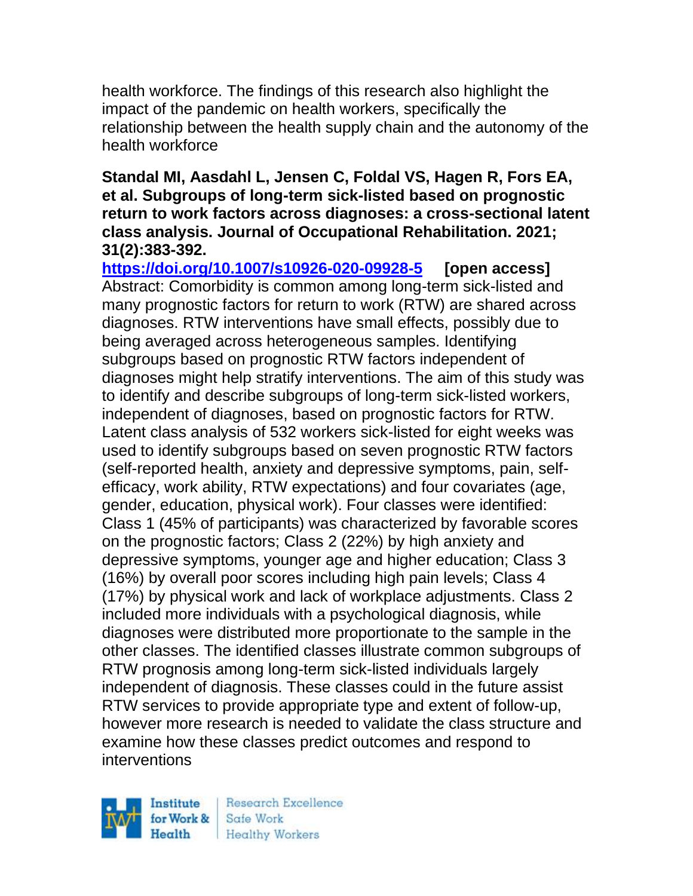health workforce. The findings of this research also highlight the impact of the pandemic on health workers, specifically the relationship between the health supply chain and the autonomy of the health workforce

**Standal MI, Aasdahl L, Jensen C, Foldal VS, Hagen R, Fors EA, et al. Subgroups of long-term sick-listed based on prognostic return to work factors across diagnoses: a cross-sectional latent class analysis. Journal of Occupational Rehabilitation. 2021; 31(2):383-392.**

**https://doi.org/10.1007/s10926-020-09928-5 [open access]**

Abstract: Comorbidity is common among long-term sick-listed and many prognostic factors for return to work (RTW) are shared across diagnoses. RTW interventions have small effects, possibly due to being averaged across heterogeneous samples. Identifying subgroups based on prognostic RTW factors independent of diagnoses might help stratify interventions. The aim of this study was to identify and describe subgroups of long-term sick-listed workers, independent of diagnoses, based on prognostic factors for RTW. Latent class analysis of 532 workers sick-listed for eight weeks was used to identify subgroups based on seven prognostic RTW factors (self-reported health, anxiety and depressive symptoms, pain, self-efficacy, work ability, RTW expectations) and four covariates (age, gender, education, physical work). Four classes were identified: Class 1 (45% of participants) was characterized by favorable scores on the prognostic factors; Class 2 (22%) by high anxiety and depressive symptoms, younger age and higher education; Class 3 (16%) by overall poor scores including high pain levels; Class 4 (17%) by physical work and lack of workplace adjustments. Class 2 included more individuals with a psychological diagnosis, while diagnoses were distributed more proportionate to the sample in the other classes. The identified classes illustrate common subgroups of RTW prognosis among long-term sick-listed individuals largely independent of diagnosis. These classes could in the future assist RTW services to provide appropriate type and extent of follow-up, however more research is needed to validate the class structure and examine how these classes predict outcomes and respond to interventions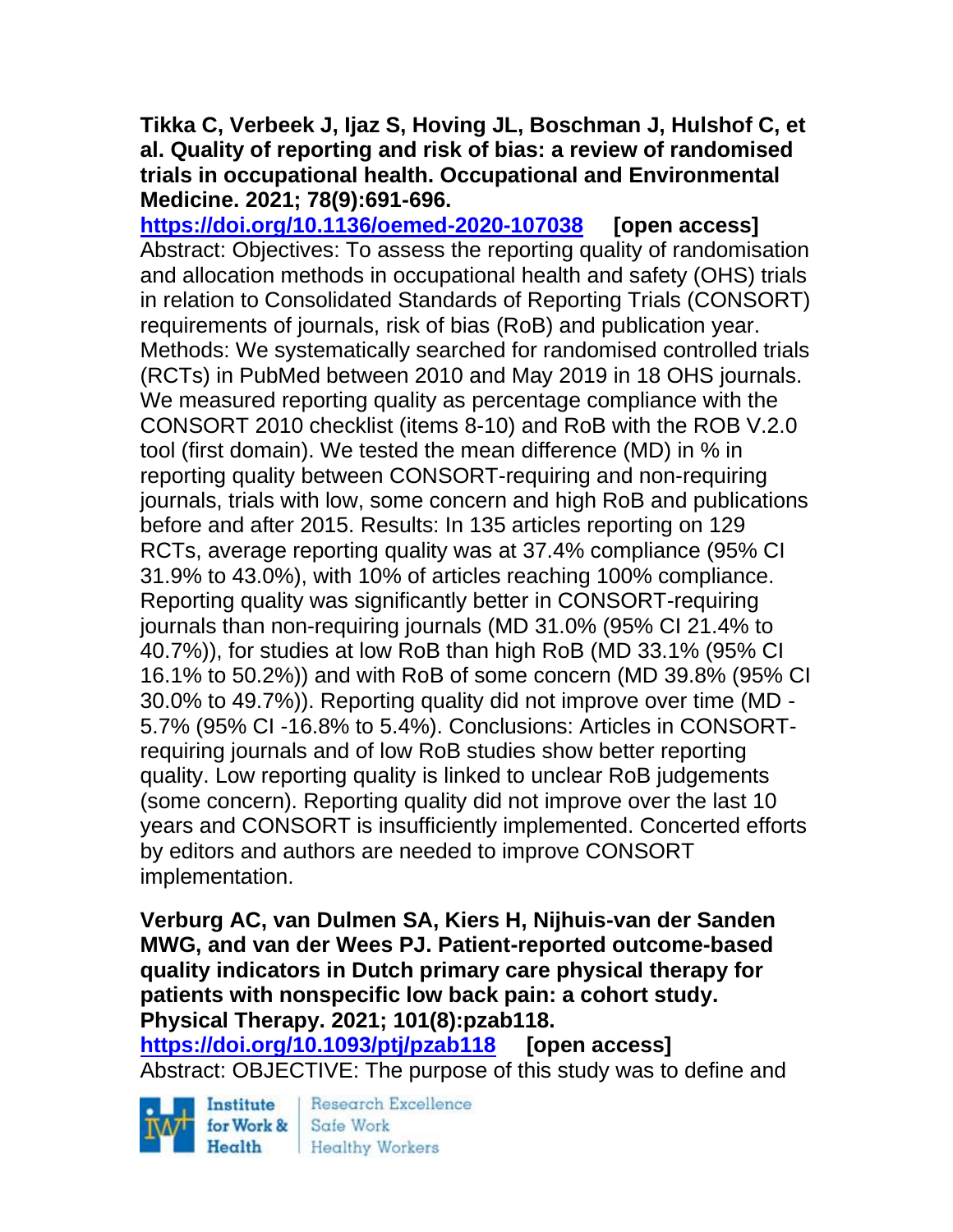**Tikka C, Verbeek J, Ijaz S, Hoving JL, Boschman J, Hulshof C, et al. Quality of reporting and risk of bias: a review of randomised trials in occupational health. Occupational and Environmental Medicine. 2021; 78(9):691-696.**
https://doi.org/10.1136/oemed-2020-107038 **[open access]**
Abstract: Objectives: To assess the reporting quality of randomisation and allocation methods in occupational health and safety (OHS) trials in relation to Consolidated Standards of Reporting Trials (CONSORT) requirements of journals, risk of bias (RoB) and publication year. Methods: We systematically searched for randomised controlled trials (RCTs) in PubMed between 2010 and May 2019 in 18 OHS journals. We measured reporting quality as percentage compliance with the CONSORT 2010 checklist (items 8-10) and RoB with the ROB V.2.0 tool (first domain). We tested the mean difference (MD) in % in reporting quality between CONSORT-requiring and non-requiring journals, trials with low, some concern and high RoB and publications before and after 2015. Results: In 135 articles reporting on 129 RCTs, average reporting quality was at 37.4% compliance (95% CI 31.9% to 43.0%), with 10% of articles reaching 100% compliance. Reporting quality was significantly better in CONSORT-requiring journals than non-requiring journals (MD 31.0% (95% CI 21.4% to 40.7%)), for studies at low RoB than high RoB (MD 33.1% (95% CI 16.1% to 50.2%)) and with RoB of some concern (MD 39.8% (95% CI 30.0% to 49.7%)). Reporting quality did not improve over time (MD -5.7% (95% CI -16.8% to 5.4%). Conclusions: Articles in CONSORT-requiring journals and of low RoB studies show better reporting quality. Low reporting quality is linked to unclear RoB judgements (some concern). Reporting quality did not improve over the last 10 years and CONSORT is insufficiently implemented. Concerted efforts by editors and authors are needed to improve CONSORT implementation.

**Verburg AC, van Dulmen SA, Kiers H, Nijhuis-van der Sanden MWG, and van der Wees PJ. Patient-reported outcome-based quality indicators in Dutch primary care physical therapy for patients with nonspecific low back pain: a cohort study. Physical Therapy. 2021; 101(8):pzab118.**
https://doi.org/10.1093/ptj/pzab118 **[open access]**
Abstract: OBJECTIVE: The purpose of this study was to define and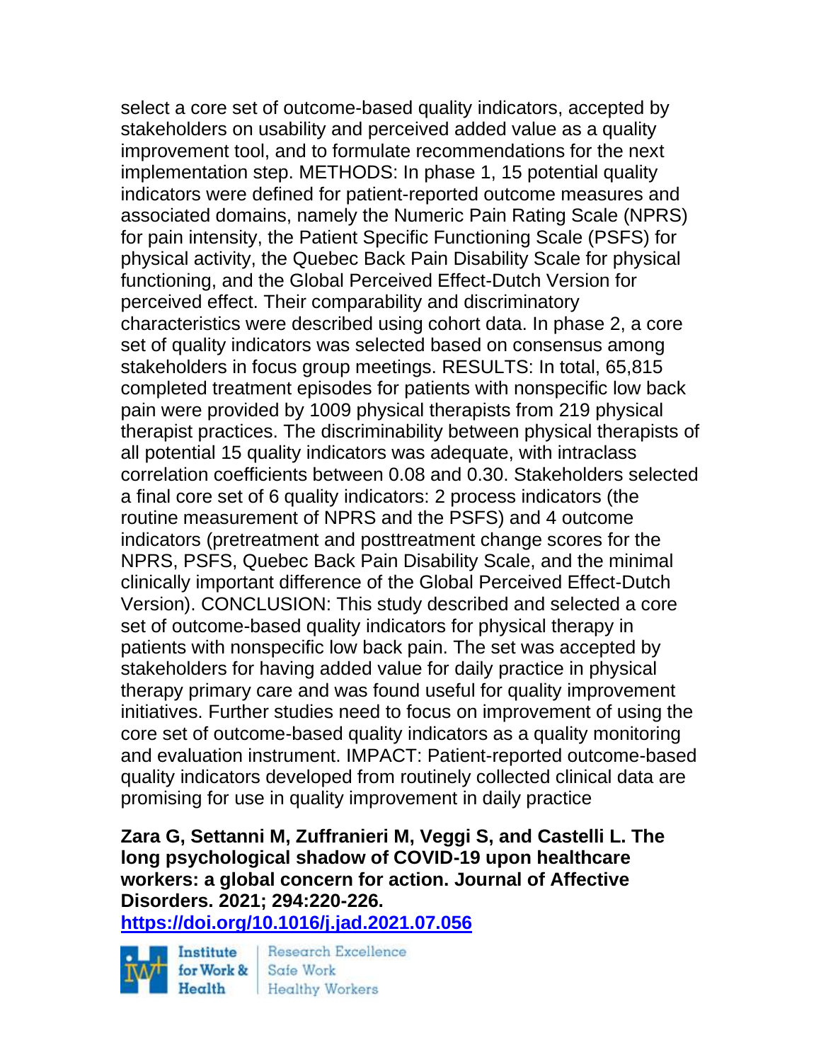select a core set of outcome-based quality indicators, accepted by stakeholders on usability and perceived added value as a quality improvement tool, and to formulate recommendations for the next implementation step. METHODS: In phase 1, 15 potential quality indicators were defined for patient-reported outcome measures and associated domains, namely the Numeric Pain Rating Scale (NPRS) for pain intensity, the Patient Specific Functioning Scale (PSFS) for physical activity, the Quebec Back Pain Disability Scale for physical functioning, and the Global Perceived Effect-Dutch Version for perceived effect. Their comparability and discriminatory characteristics were described using cohort data. In phase 2, a core set of quality indicators was selected based on consensus among stakeholders in focus group meetings. RESULTS: In total, 65,815 completed treatment episodes for patients with nonspecific low back pain were provided by 1009 physical therapists from 219 physical therapist practices. The discriminability between physical therapists of all potential 15 quality indicators was adequate, with intraclass correlation coefficients between 0.08 and 0.30. Stakeholders selected a final core set of 6 quality indicators: 2 process indicators (the routine measurement of NPRS and the PSFS) and 4 outcome indicators (pretreatment and posttreatment change scores for the NPRS, PSFS, Quebec Back Pain Disability Scale, and the minimal clinically important difference of the Global Perceived Effect-Dutch Version). CONCLUSION: This study described and selected a core set of outcome-based quality indicators for physical therapy in patients with nonspecific low back pain. The set was accepted by stakeholders for having added value for daily practice in physical therapy primary care and was found useful for quality improvement initiatives. Further studies need to focus on improvement of using the core set of outcome-based quality indicators as a quality monitoring and evaluation instrument. IMPACT: Patient-reported outcome-based quality indicators developed from routinely collected clinical data are promising for use in quality improvement in daily practice

**Zara G, Settanni M, Zuffranieri M, Veggi S, and Castelli L. The long psychological shadow of COVID-19 upon healthcare workers: a global concern for action. Journal of Affective Disorders. 2021; 294:220-226.**
**https://doi.org/10.1016/j.jad.2021.07.056**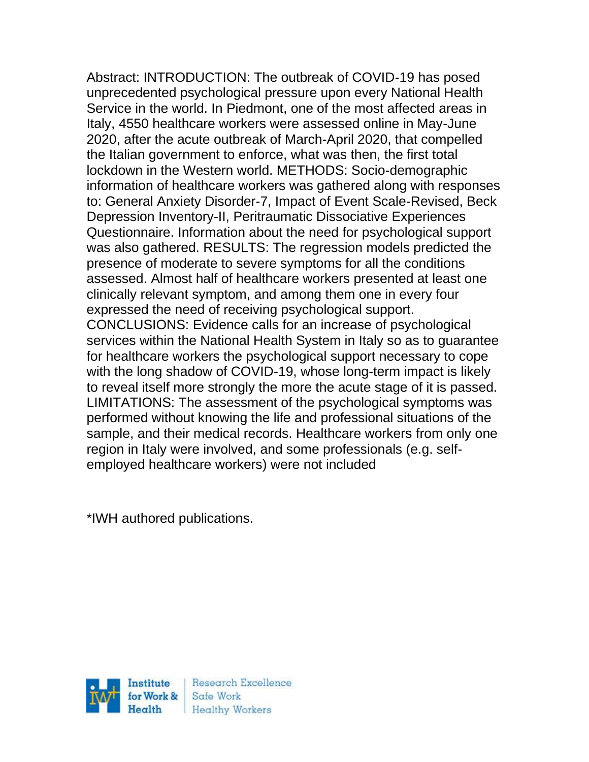Abstract: INTRODUCTION: The outbreak of COVID-19 has posed unprecedented psychological pressure upon every National Health Service in the world. In Piedmont, one of the most affected areas in Italy, 4550 healthcare workers were assessed online in May-June 2020, after the acute outbreak of March-April 2020, that compelled the Italian government to enforce, what was then, the first total lockdown in the Western world. METHODS: Socio-demographic information of healthcare workers was gathered along with responses to: General Anxiety Disorder-7, Impact of Event Scale-Revised, Beck Depression Inventory-II, Peritraumatic Dissociative Experiences Questionnaire. Information about the need for psychological support was also gathered. RESULTS: The regression models predicted the presence of moderate to severe symptoms for all the conditions assessed. Almost half of healthcare workers presented at least one clinically relevant symptom, and among them one in every four expressed the need of receiving psychological support. CONCLUSIONS: Evidence calls for an increase of psychological services within the National Health System in Italy so as to guarantee for healthcare workers the psychological support necessary to cope with the long shadow of COVID-19, whose long-term impact is likely to reveal itself more strongly the more the acute stage of it is passed. LIMITATIONS: The assessment of the psychological symptoms was performed without knowing the life and professional situations of the sample, and their medical records. Healthcare workers from only one region in Italy were involved, and some professionals (e.g. self-employed healthcare workers) were not included

*IWH authored publications.